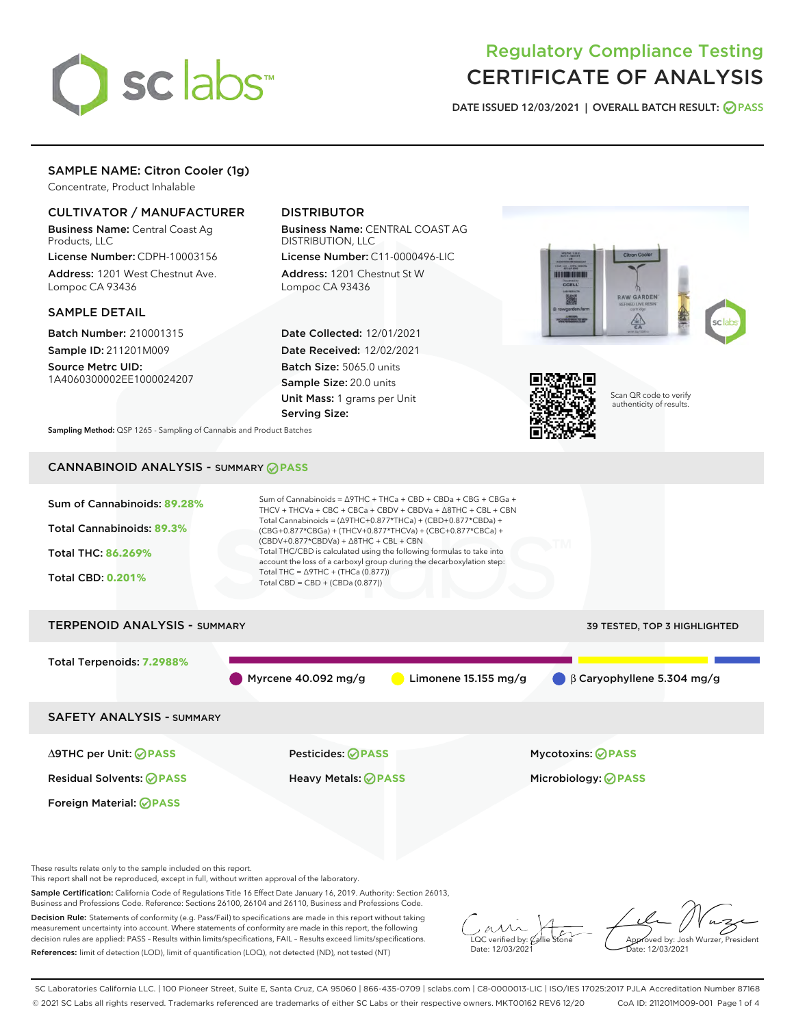# Regulatory Compliance Testing
# CERTIFICATE OF ANALYSIS

DATE ISSUED 12/03/2021 | OVERALL BATCH RESULT: PASS

## SAMPLE NAME: Citron Cooler (1g)

Concentrate, Product Inhalable

### CULTIVATOR / MANUFACTURER

**Business Name:** Central Coast Ag Products, LLC

**License Number:** CDPH-10003156

**Address:** 1201 West Chestnut Ave. Lompoc CA 93436

### DISTRIBUTOR

**Business Name:** CENTRAL COAST AG DISTRIBUTION, LLC

**License Number:** C11-0000496-LIC

**Address:** 1201 Chestnut St W Lompoc CA 93436

### SAMPLE DETAIL

**Batch Number:** 210001315

**Sample ID:** 211201M009

**Source Metrc UID:** 1A4060300002EE1000024207

**Date Collected:** 12/01/2021

**Date Received:** 12/02/2021

**Batch Size:** 5065.0 units

**Sample Size:** 20.0 units

**Unit Mass:** 1 grams per Unit

**Serving Size:**

Scan QR code to verify authenticity of results.

**Sampling Method:** QSP 1265 - Sampling of Cannabis and Product Batches

## CANNABINOID ANALYSIS - SUMMARY PASS

**Sum of Cannabinoids:** 89.28%

**Total Cannabinoids:** 89.3%

**Total THC:** 86.269%

**Total CBD:** 0.201%

Sum of Cannabinoids = Δ9THC + THCa + CBD + CBDa + CBG + CBGa + THCV + THCVa + CBC + CBCa + CBDV + CBDVa + Δ8THC + CBL + CBN

Total Cannabinoids = (Δ9THC+0.877*THCa) + (CBD+0.877*CBDa) + (CBG+0.877*CBGa) + (THCV+0.877*THCVa) + (CBC+0.877*CBCa) + (CBDV+0.877*CBDVa) + Δ8THC + CBL + CBN

Total THC/CBD is calculated using the following formulas to take into account the loss of a carboxyl group during the decarboxylation step:

Total THC = Δ9THC + (THCa (0.877))

Total CBD = CBD + (CBDa (0.877))

## TERPENOID ANALYSIS - SUMMARY

39 TESTED, TOP 3 HIGHLIGHTED

**Total Terpenoids:** 7.2988%

Myrcene 40.092 mg/g | Limonene 15.155 mg/g | β Caryophyllene 5.304 mg/g

## SAFETY ANALYSIS - SUMMARY

| | | |
|---|---|---|
| Δ9THC per Unit: PASS | Pesticides: PASS | Mycotoxins: PASS |
| Residual Solvents: PASS | Heavy Metals: PASS | Microbiology: PASS |
| Foreign Material: PASS | | |

These results relate only to the sample included on this report.
This report shall not be reproduced, except in full, without written approval of the laboratory.

**Sample Certification:** California Code of Regulations Title 16 Effect Date January 16, 2019. Authority: Section 26013, Business and Professions Code. Reference: Sections 26100, 26104 and 26110, Business and Professions Code.

**Decision Rule:** Statements of conformity (e.g. Pass/Fail) to specifications are made in this report without taking measurement uncertainty into account. Where statements of conformity are made in this report, the following decision rules are applied: PASS – Results within limits/specifications, FAIL – Results exceed limits/specifications.

**References:** limit of detection (LOD), limit of quantification (LOQ), not detected (ND), not tested (NT)

LQC verified by: Callie Stone
Date: 12/03/2021

Approved by: Josh Wurzer, President
Date: 12/03/2021

SC Laboratories California LLC. | 100 Pioneer Street, Suite E, Santa Cruz, CA 95060 | 866-435-0709 | sclabs.com | C8-0000013-LIC | ISO/IES 17025:2017 PJLA Accreditation Number 87168
© 2021 SC Labs all rights reserved. Trademarks referenced are trademarks of either SC Labs or their respective owners. MKT00162 REV6 12/20 CoA ID: 211201M009-001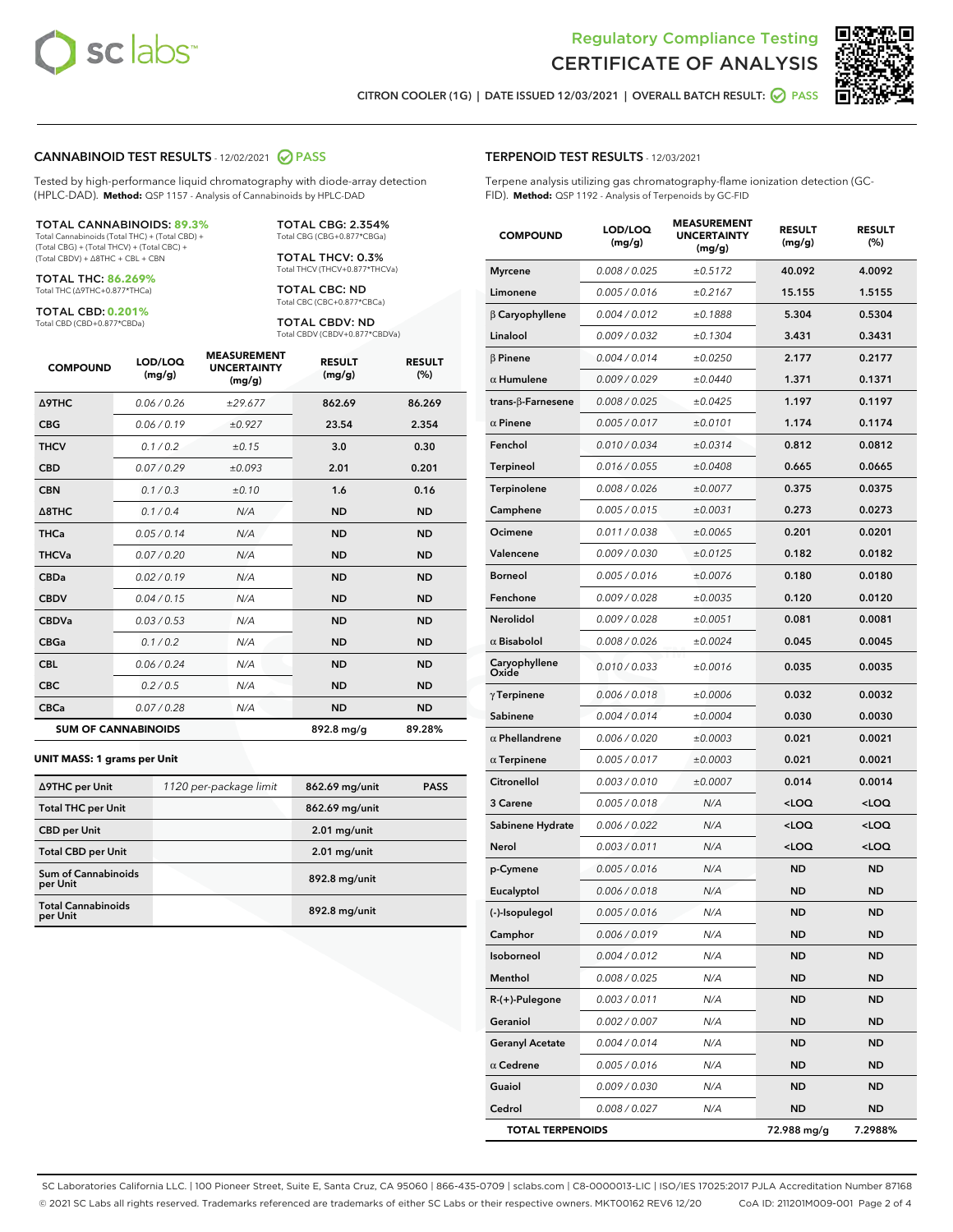Regulatory Compliance Testing

# CERTIFICATE OF ANALYSIS

CITRON COOLER (1G) | DATE ISSUED 12/03/2021 | OVERALL BATCH RESULT: PASS

## CANNABINOID TEST RESULTS - 12/02/2021 PASS

Tested by high-performance liquid chromatography with diode-array detection (HPLC-DAD). **Method:** QSP 1157 - Analysis of Cannabinoids by HPLC-DAD

**TOTAL CANNABINOIDS: 89.3%**
Total Cannabinoids (Total THC) + (Total CBD) + (Total CBG) + (Total THCV) + (Total CBC) + (Total CBDV) + Δ8THC + CBL + CBN

**TOTAL THC: 86.269%**
Total THC (Δ9THC+0.877*THCa)

**TOTAL CBD: 0.201%**
Total CBD (CBD+0.877*CBDa)

**TOTAL CBG: 2.354%**
Total CBG (CBG+0.877*CBGa)

**TOTAL THCV: 0.3%**
Total THCV (THCV+0.877*THCVa)

**TOTAL CBC: ND**
Total CBC (CBC+0.877*CBCa)

**TOTAL CBDV: ND**
Total CBDV (CBDV+0.877*CBDVa)

| COMPOUND | LOD/LOQ (mg/g) | MEASUREMENT UNCERTAINTY (mg/g) | RESULT (mg/g) | RESULT (%) |
|---|---|---|---|---|
| Δ9THC | 0.06 / 0.26 | ±29.677 | 862.69 | 86.269 |
| CBG | 0.06 / 0.19 | ±0.927 | 23.54 | 2.354 |
| THCV | 0.1 / 0.2 | ±0.15 | 3.0 | 0.30 |
| CBD | 0.07 / 0.29 | ±0.093 | 2.01 | 0.201 |
| CBN | 0.1 / 0.3 | ±0.10 | 1.6 | 0.16 |
| Δ8THC | 0.1 / 0.4 | N/A | ND | ND |
| THCa | 0.05 / 0.14 | N/A | ND | ND |
| THCVa | 0.07 / 0.20 | N/A | ND | ND |
| CBDa | 0.02 / 0.19 | N/A | ND | ND |
| CBDV | 0.04 / 0.15 | N/A | ND | ND |
| CBDVa | 0.03 / 0.53 | N/A | ND | ND |
| CBGa | 0.1 / 0.2 | N/A | ND | ND |
| CBL | 0.06 / 0.24 | N/A | ND | ND |
| CBC | 0.2 / 0.5 | N/A | ND | ND |
| CBCa | 0.07 / 0.28 | N/A | ND | ND |
| **SUM OF CANNABINOIDS** | | | 892.8 mg/g | 89.28% |

**UNIT MASS: 1 grams per Unit**

| | | | |
|---|---|---|---|
| Δ9THC per Unit | 1120 per-package limit | 862.69 mg/unit | PASS |
| Total THC per Unit | | 862.69 mg/unit | |
| CBD per Unit | | 2.01 mg/unit | |
| Total CBD per Unit | | 2.01 mg/unit | |
| Sum of Cannabinoids per Unit | | 892.8 mg/unit | |
| Total Cannabinoids per Unit | | 892.8 mg/unit | |

## TERPENOID TEST RESULTS - 12/03/2021

Terpene analysis utilizing gas chromatography-flame ionization detection (GC-FID). **Method:** QSP 1192 - Analysis of Terpenoids by GC-FID

| COMPOUND | LOD/LOQ (mg/g) | MEASUREMENT UNCERTAINTY (mg/g) | RESULT (mg/g) | RESULT (%) |
|---|---|---|---|---|
| Myrcene | 0.008 / 0.025 | ±0.5172 | 40.092 | 4.0092 |
| Limonene | 0.005 / 0.016 | ±0.2167 | 15.155 | 1.5155 |
| β Caryophyllene | 0.004 / 0.012 | ±0.1888 | 5.304 | 0.5304 |
| Linalool | 0.009 / 0.032 | ±0.1304 | 3.431 | 0.3431 |
| β Pinene | 0.004 / 0.014 | ±0.0250 | 2.177 | 0.2177 |
| α Humulene | 0.009 / 0.029 | ±0.0440 | 1.371 | 0.1371 |
| trans-β-Farnesene | 0.008 / 0.025 | ±0.0425 | 1.197 | 0.1197 |
| α Pinene | 0.005 / 0.017 | ±0.0101 | 1.174 | 0.1174 |
| Fenchol | 0.010 / 0.034 | ±0.0314 | 0.812 | 0.0812 |
| Terpineol | 0.016 / 0.055 | ±0.0408 | 0.665 | 0.0665 |
| Terpinolene | 0.008 / 0.026 | ±0.0077 | 0.375 | 0.0375 |
| Camphene | 0.005 / 0.015 | ±0.0031 | 0.273 | 0.0273 |
| Ocimene | 0.011 / 0.038 | ±0.0065 | 0.201 | 0.0201 |
| Valencene | 0.009 / 0.030 | ±0.0125 | 0.182 | 0.0182 |
| Borneol | 0.005 / 0.016 | ±0.0076 | 0.180 | 0.0180 |
| Fenchone | 0.009 / 0.028 | ±0.0035 | 0.120 | 0.0120 |
| Nerolidol | 0.009 / 0.028 | ±0.0051 | 0.081 | 0.0081 |
| α Bisabolol | 0.008 / 0.026 | ±0.0024 | 0.045 | 0.0045 |
| Caryophyllene Oxide | 0.010 / 0.033 | ±0.0016 | 0.035 | 0.0035 |
| γ Terpinene | 0.006 / 0.018 | ±0.0006 | 0.032 | 0.0032 |
| Sabinene | 0.004 / 0.014 | ±0.0004 | 0.030 | 0.0030 |
| α Phellandrene | 0.006 / 0.020 | ±0.0003 | 0.021 | 0.0021 |
| α Terpinene | 0.005 / 0.017 | ±0.0003 | 0.021 | 0.0021 |
| Citronellol | 0.003 / 0.010 | ±0.0007 | 0.014 | 0.0014 |
| 3 Carene | 0.005 / 0.018 | N/A | <LOQ | <LOQ |
| Sabinene Hydrate | 0.006 / 0.022 | N/A | <LOQ | <LOQ |
| Nerol | 0.003 / 0.011 | N/A | <LOQ | <LOQ |
| p-Cymene | 0.005 / 0.016 | N/A | ND | ND |
| Eucalyptol | 0.006 / 0.018 | N/A | ND | ND |
| (-)-Isopulegol | 0.005 / 0.016 | N/A | ND | ND |
| Camphor | 0.006 / 0.019 | N/A | ND | ND |
| Isoborneol | 0.004 / 0.012 | N/A | ND | ND |
| Menthol | 0.008 / 0.025 | N/A | ND | ND |
| R-(+)-Pulegone | 0.003 / 0.011 | N/A | ND | ND |
| Geraniol | 0.002 / 0.007 | N/A | ND | ND |
| Geranyl Acetate | 0.004 / 0.014 | N/A | ND | ND |
| α Cedrene | 0.005 / 0.016 | N/A | ND | ND |
| Guaiol | 0.009 / 0.030 | N/A | ND | ND |
| Cedrol | 0.008 / 0.027 | N/A | ND | ND |
| **TOTAL TERPENOIDS** | | | 72.988 mg/g | 7.2988% |

SC Laboratories California LLC. | 100 Pioneer Street, Suite E, Santa Cruz, CA 95060 | 866-435-0709 | sclabs.com | C8-0000013-LIC | ISO/IES 17025:2017 PJLA Accreditation Number 87168
© 2021 SC Labs all rights reserved. Trademarks referenced are trademarks of either SC Labs or their respective owners. MKT00162 REV6 12/20 CoA ID: 211201M009-001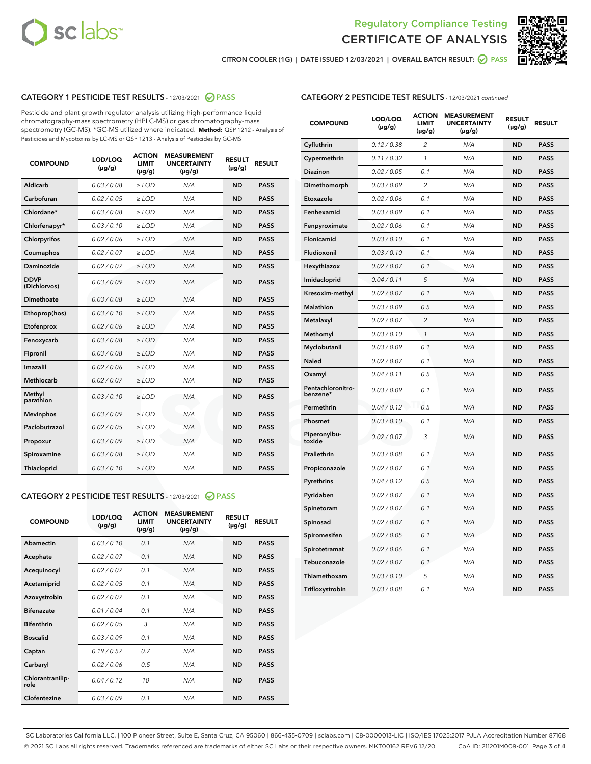# Regulatory Compliance Testing
# CERTIFICATE OF ANALYSIS

CITRON COOLER (1G) | DATE ISSUED 12/03/2021 | OVERALL BATCH RESULT: PASS

## CATEGORY 1 PESTICIDE TEST RESULTS - 12/03/2021 PASS

Pesticide and plant growth regulator analysis utilizing high-performance liquid chromatography-mass spectrometry (HPLC-MS) or gas chromatography-mass spectrometry (GC-MS). *GC-MS utilized where indicated. **Method:** QSP 1212 - Analysis of Pesticides and Mycotoxins by LC-MS or QSP 1213 - Analysis of Pesticides by GC-MS

| COMPOUND | LOD/LOQ (µg/g) | ACTION LIMIT (µg/g) | MEASUREMENT UNCERTAINTY (µg/g) | RESULT (µg/g) | RESULT |
|---|---|---|---|---|---|
| Aldicarb | 0.03 / 0.08 | ≥ LOD | N/A | ND | PASS |
| Carbofuran | 0.02 / 0.05 | ≥ LOD | N/A | ND | PASS |
| Chlordane* | 0.03 / 0.08 | ≥ LOD | N/A | ND | PASS |
| Chlorfenapyr* | 0.03 / 0.10 | ≥ LOD | N/A | ND | PASS |
| Chlorpyrifos | 0.02 / 0.06 | ≥ LOD | N/A | ND | PASS |
| Coumaphos | 0.02 / 0.07 | ≥ LOD | N/A | ND | PASS |
| Daminozide | 0.02 / 0.07 | ≥ LOD | N/A | ND | PASS |
| DDVP (Dichlorvos) | 0.03 / 0.09 | ≥ LOD | N/A | ND | PASS |
| Dimethoate | 0.03 / 0.08 | ≥ LOD | N/A | ND | PASS |
| Ethoprop(hos) | 0.03 / 0.10 | ≥ LOD | N/A | ND | PASS |
| Etofenprox | 0.02 / 0.06 | ≥ LOD | N/A | ND | PASS |
| Fenoxycarb | 0.03 / 0.08 | ≥ LOD | N/A | ND | PASS |
| Fipronil | 0.03 / 0.08 | ≥ LOD | N/A | ND | PASS |
| Imazalil | 0.02 / 0.06 | ≥ LOD | N/A | ND | PASS |
| Methiocarb | 0.02 / 0.07 | ≥ LOD | N/A | ND | PASS |
| Methyl parathion | 0.03 / 0.10 | ≥ LOD | N/A | ND | PASS |
| Mevinphos | 0.03 / 0.09 | ≥ LOD | N/A | ND | PASS |
| Paclobutrazol | 0.02 / 0.05 | ≥ LOD | N/A | ND | PASS |
| Propoxur | 0.03 / 0.09 | ≥ LOD | N/A | ND | PASS |
| Spiroxamine | 0.03 / 0.08 | ≥ LOD | N/A | ND | PASS |
| Thiacloprid | 0.03 / 0.10 | ≥ LOD | N/A | ND | PASS |

## CATEGORY 2 PESTICIDE TEST RESULTS - 12/03/2021 PASS

| COMPOUND | LOD/LOQ (µg/g) | ACTION LIMIT (µg/g) | MEASUREMENT UNCERTAINTY (µg/g) | RESULT (µg/g) | RESULT |
|---|---|---|---|---|---|
| Abamectin | 0.03 / 0.10 | 0.1 | N/A | ND | PASS |
| Acephate | 0.02 / 0.07 | 0.1 | N/A | ND | PASS |
| Acequinocyl | 0.02 / 0.07 | 0.1 | N/A | ND | PASS |
| Acetamiprid | 0.02 / 0.05 | 0.1 | N/A | ND | PASS |
| Azoxystrobin | 0.02 / 0.07 | 0.1 | N/A | ND | PASS |
| Bifenazate | 0.01 / 0.04 | 0.1 | N/A | ND | PASS |
| Bifenthrin | 0.02 / 0.05 | 3 | N/A | ND | PASS |
| Boscalid | 0.03 / 0.09 | 0.1 | N/A | ND | PASS |
| Captan | 0.19 / 0.57 | 0.7 | N/A | ND | PASS |
| Carbaryl | 0.02 / 0.06 | 0.5 | N/A | ND | PASS |
| Chlorantraniliprole | 0.04 / 0.12 | 10 | N/A | ND | PASS |
| Clofentezine | 0.03 / 0.09 | 0.1 | N/A | ND | PASS |
| Cyfluthrin | 0.12 / 0.38 | 2 | N/A | ND | PASS |
| Cypermethrin | 0.11 / 0.32 | 1 | N/A | ND | PASS |
| Diazinon | 0.02 / 0.05 | 0.1 | N/A | ND | PASS |
| Dimethomorph | 0.03 / 0.09 | 2 | N/A | ND | PASS |
| Etoxazole | 0.02 / 0.06 | 0.1 | N/A | ND | PASS |
| Fenhexamid | 0.03 / 0.09 | 0.1 | N/A | ND | PASS |
| Fenpyroximate | 0.02 / 0.06 | 0.1 | N/A | ND | PASS |
| Flonicamid | 0.03 / 0.10 | 0.1 | N/A | ND | PASS |
| Fludioxonil | 0.03 / 0.10 | 0.1 | N/A | ND | PASS |
| Hexythiazox | 0.02 / 0.07 | 0.1 | N/A | ND | PASS |
| Imidacloprid | 0.04 / 0.11 | 5 | N/A | ND | PASS |
| Kresoxim-methyl | 0.02 / 0.07 | 0.1 | N/A | ND | PASS |
| Malathion | 0.03 / 0.09 | 0.5 | N/A | ND | PASS |
| Metalaxyl | 0.02 / 0.07 | 2 | N/A | ND | PASS |
| Methomyl | 0.03 / 0.10 | 1 | N/A | ND | PASS |
| Myclobutanil | 0.03 / 0.09 | 0.1 | N/A | ND | PASS |
| Naled | 0.02 / 0.07 | 0.1 | N/A | ND | PASS |
| Oxamyl | 0.04 / 0.11 | 0.5 | N/A | ND | PASS |
| Pentachloronitrobenzene* | 0.03 / 0.09 | 0.1 | N/A | ND | PASS |
| Permethrin | 0.04 / 0.12 | 0.5 | N/A | ND | PASS |
| Phosmet | 0.03 / 0.10 | 0.1 | N/A | ND | PASS |
| Piperonylbutoxide | 0.02 / 0.07 | 3 | N/A | ND | PASS |
| Prallethrin | 0.03 / 0.08 | 0.1 | N/A | ND | PASS |
| Propiconazole | 0.02 / 0.07 | 0.1 | N/A | ND | PASS |
| Pyrethrins | 0.04 / 0.12 | 0.5 | N/A | ND | PASS |
| Pyridaben | 0.02 / 0.07 | 0.1 | N/A | ND | PASS |
| Spinetoram | 0.02 / 0.07 | 0.1 | N/A | ND | PASS |
| Spinosad | 0.02 / 0.07 | 0.1 | N/A | ND | PASS |
| Spiromesifen | 0.02 / 0.05 | 0.1 | N/A | ND | PASS |
| Spirotetramat | 0.02 / 0.06 | 0.1 | N/A | ND | PASS |
| Tebuconazole | 0.02 / 0.07 | 0.1 | N/A | ND | PASS |
| Thiamethoxam | 0.03 / 0.10 | 5 | N/A | ND | PASS |
| Trifloxystrobin | 0.03 / 0.08 | 0.1 | N/A | ND | PASS |

SC Laboratories California LLC. | 100 Pioneer Street, Suite E, Santa Cruz, CA 95060 | 866-435-0709 | sclabs.com | C8-0000013-LIC | ISO/IES 17025:2017 PJLA Accreditation Number 87168
© 2021 SC Labs all rights reserved. Trademarks referenced are trademarks of either SC Labs or their respective owners. MKT00162 REV6 12/20 CoA ID: 211201M009-001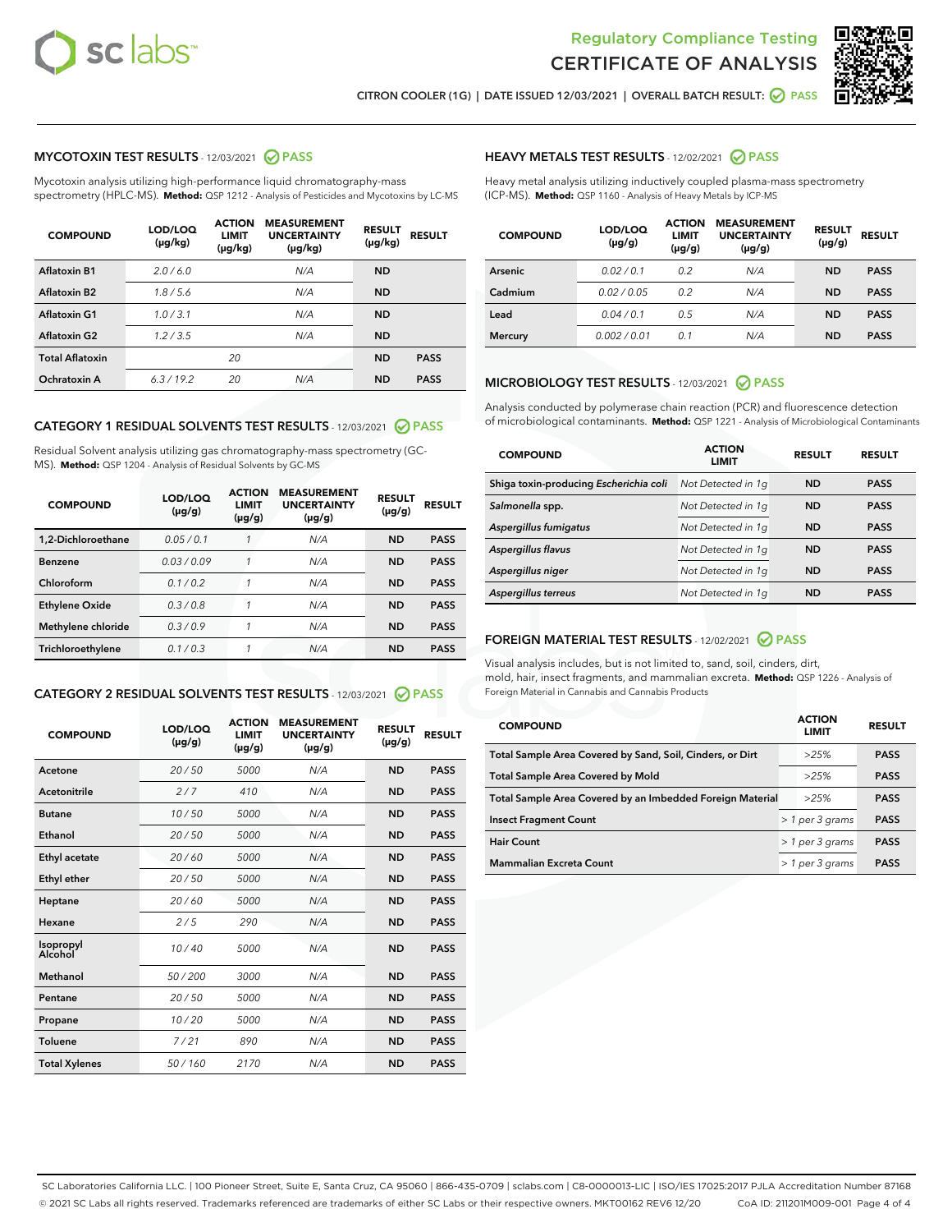Regulatory Compliance Testing

# CERTIFICATE OF ANALYSIS

CITRON COOLER (1G) | DATE ISSUED 12/03/2021 | OVERALL BATCH RESULT: PASS

## MYCOTOXIN TEST RESULTS - 12/03/2021 PASS

Mycotoxin analysis utilizing high-performance liquid chromatography-mass spectrometry (HPLC-MS). **Method:** QSP 1212 - Analysis of Pesticides and Mycotoxins by LC-MS

| COMPOUND | LOD/LOQ (µg/kg) | ACTION LIMIT (µg/kg) | MEASUREMENT UNCERTAINTY (µg/kg) | RESULT (µg/kg) | RESULT |
|---|---|---|---|---|---|
| Aflatoxin B1 | 2.0 / 6.0 | | N/A | ND | |
| Aflatoxin B2 | 1.8 / 5.6 | | N/A | ND | |
| Aflatoxin G1 | 1.0 / 3.1 | | N/A | ND | |
| Aflatoxin G2 | 1.2 / 3.5 | | N/A | ND | |
| Total Aflatoxin | | 20 | | ND | PASS |
| Ochratoxin A | 6.3 / 19.2 | 20 | N/A | ND | PASS |

## CATEGORY 1 RESIDUAL SOLVENTS TEST RESULTS - 12/03/2021 PASS

Residual Solvent analysis utilizing gas chromatography-mass spectrometry (GC-MS). **Method:** QSP 1204 - Analysis of Residual Solvents by GC-MS

| COMPOUND | LOD/LOQ (µg/g) | ACTION LIMIT (µg/g) | MEASUREMENT UNCERTAINTY (µg/g) | RESULT (µg/g) | RESULT |
|---|---|---|---|---|---|
| 1,2-Dichloroethane | 0.05 / 0.1 | 1 | N/A | ND | PASS |
| Benzene | 0.03 / 0.09 | 1 | N/A | ND | PASS |
| Chloroform | 0.1 / 0.2 | 1 | N/A | ND | PASS |
| Ethylene Oxide | 0.3 / 0.8 | 1 | N/A | ND | PASS |
| Methylene chloride | 0.3 / 0.9 | 1 | N/A | ND | PASS |
| Trichloroethylene | 0.1 / 0.3 | 1 | N/A | ND | PASS |

## CATEGORY 2 RESIDUAL SOLVENTS TEST RESULTS - 12/03/2021 PASS

| COMPOUND | LOD/LOQ (µg/g) | ACTION LIMIT (µg/g) | MEASUREMENT UNCERTAINTY (µg/g) | RESULT (µg/g) | RESULT |
|---|---|---|---|---|---|
| Acetone | 20 / 50 | 5000 | N/A | ND | PASS |
| Acetonitrile | 2 / 7 | 410 | N/A | ND | PASS |
| Butane | 10 / 50 | 5000 | N/A | ND | PASS |
| Ethanol | 20 / 50 | 5000 | N/A | ND | PASS |
| Ethyl acetate | 20 / 60 | 5000 | N/A | ND | PASS |
| Ethyl ether | 20 / 50 | 5000 | N/A | ND | PASS |
| Heptane | 20 / 60 | 5000 | N/A | ND | PASS |
| Hexane | 2 / 5 | 290 | N/A | ND | PASS |
| Isopropyl Alcohol | 10 / 40 | 5000 | N/A | ND | PASS |
| Methanol | 50 / 200 | 3000 | N/A | ND | PASS |
| Pentane | 20 / 50 | 5000 | N/A | ND | PASS |
| Propane | 10 / 20 | 5000 | N/A | ND | PASS |
| Toluene | 7 / 21 | 890 | N/A | ND | PASS |
| Total Xylenes | 50 / 160 | 2170 | N/A | ND | PASS |

## HEAVY METALS TEST RESULTS - 12/02/2021 PASS

Heavy metal analysis utilizing inductively coupled plasma-mass spectrometry (ICP-MS). **Method:** QSP 1160 - Analysis of Heavy Metals by ICP-MS

| COMPOUND | LOD/LOQ (µg/g) | ACTION LIMIT (µg/g) | MEASUREMENT UNCERTAINTY (µg/g) | RESULT (µg/g) | RESULT |
|---|---|---|---|---|---|
| Arsenic | 0.02 / 0.1 | 0.2 | N/A | ND | PASS |
| Cadmium | 0.02 / 0.05 | 0.2 | N/A | ND | PASS |
| Lead | 0.04 / 0.1 | 0.5 | N/A | ND | PASS |
| Mercury | 0.002 / 0.01 | 0.1 | N/A | ND | PASS |

## MICROBIOLOGY TEST RESULTS - 12/03/2021 PASS

Analysis conducted by polymerase chain reaction (PCR) and fluorescence detection of microbiological contaminants. **Method:** QSP 1221 - Analysis of Microbiological Contaminants

| COMPOUND | ACTION LIMIT | RESULT | RESULT |
|---|---|---|---|
| Shiga toxin-producing *Escherichia coli* | Not Detected in 1g | ND | PASS |
| *Salmonella* spp. | Not Detected in 1g | ND | PASS |
| *Aspergillus fumigatus* | Not Detected in 1g | ND | PASS |
| *Aspergillus flavus* | Not Detected in 1g | ND | PASS |
| *Aspergillus niger* | Not Detected in 1g | ND | PASS |
| *Aspergillus terreus* | Not Detected in 1g | ND | PASS |

## FOREIGN MATERIAL TEST RESULTS - 12/02/2021 PASS

Visual analysis includes, but is not limited to, sand, soil, cinders, dirt, mold, hair, insect fragments, and mammalian excreta. **Method:** QSP 1226 - Analysis of Foreign Material in Cannabis and Cannabis Products

| COMPOUND | ACTION LIMIT | RESULT |
|---|---|---|
| Total Sample Area Covered by Sand, Soil, Cinders, or Dirt | >25% | PASS |
| Total Sample Area Covered by Mold | >25% | PASS |
| Total Sample Area Covered by an Imbedded Foreign Material | >25% | PASS |
| Insect Fragment Count | > 1 per 3 grams | PASS |
| Hair Count | > 1 per 3 grams | PASS |
| Mammalian Excreta Count | > 1 per 3 grams | PASS |

SC Laboratories California LLC. | 100 Pioneer Street, Suite E, Santa Cruz, CA 95060 | 866-435-0709 | sclabs.com | C8-0000013-LIC | ISO/IES 17025:2017 PJLA Accreditation Number 87168
© 2021 SC Labs all rights reserved. Trademarks referenced are trademarks of either SC Labs or their respective owners. MKT00162 REV6 12/20 CoA ID: 211201M009-001